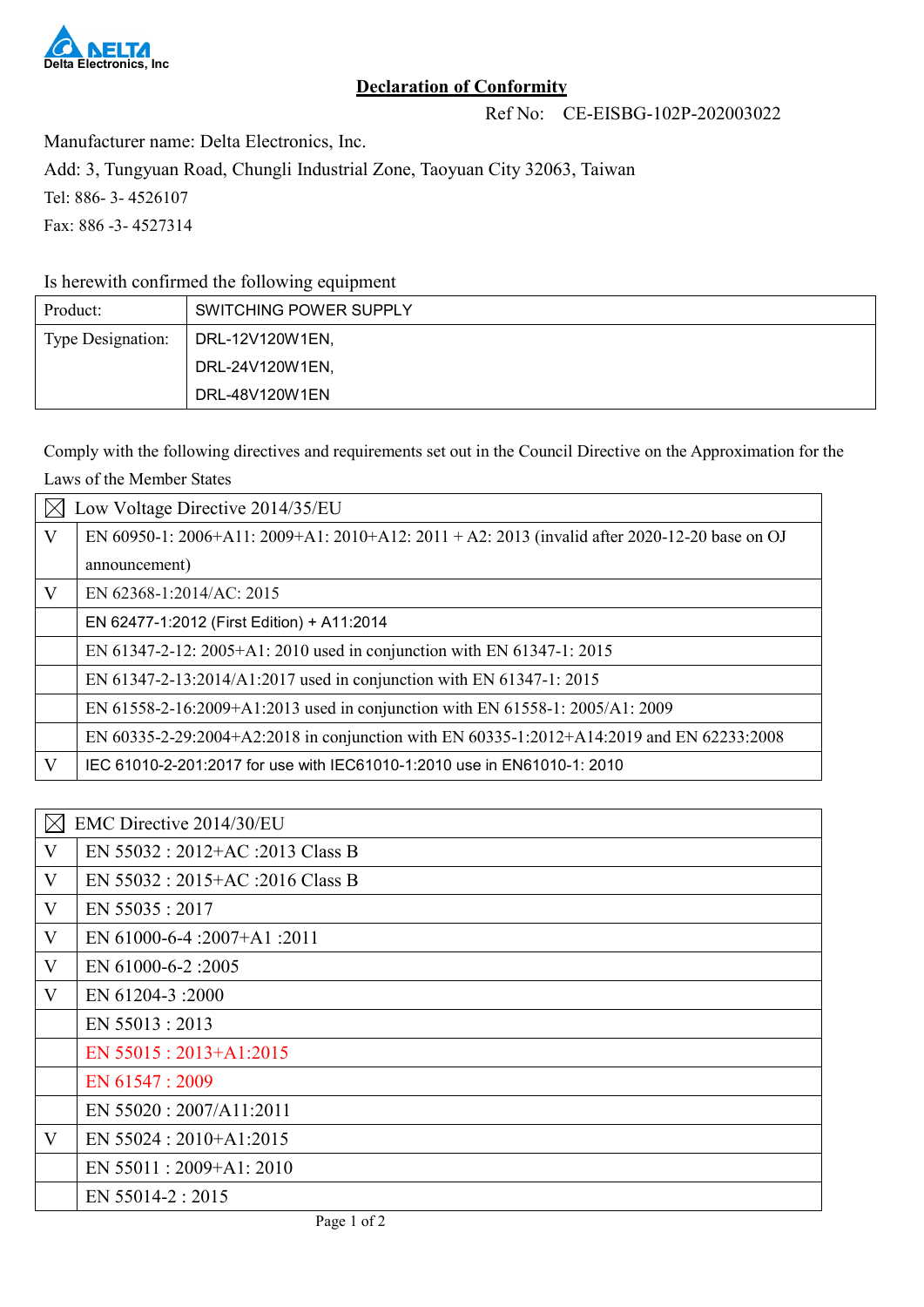Delta Electronics, Inc

# Declaration of Conformity

Ref No: CE-EISBG-102P-202003022

Manufacturer name: Delta Electronics, Inc.

Add: 3, Tungyuan Road, Chungli Industrial Zone, Taoyuan City 32063, Taiwan

Tel: 886- 3- 4526107

Fax: 886 -3- 4527314

Is herewith confirmed the following equipment

| Product: | SWITCHING POWER SUPPLY |
|---|---|
| Type Designation: | DRL-12V120W1EN,<br>DRL-24V120W1EN,<br>DRL-48V120W1EN |

Comply with the following directives and requirements set out in the Council Directive on the Approximation for the Laws of the Member States

| ☒ | Low Voltage Directive 2014/35/EU |
|---|---|
| V | EN 60950-1: 2006+A11: 2009+A1: 2010+A12: 2011 + A2: 2013 (invalid after 2020-12-20 base on OJ announcement) |
| V | EN 62368-1:2014/AC: 2015 |
| | EN 62477-1:2012 (First Edition) + A11:2014 |
| | EN 61347-2-12: 2005+A1: 2010 used in conjunction with EN 61347-1: 2015 |
| | EN 61347-2-13:2014/A1:2017 used in conjunction with EN 61347-1: 2015 |
| | EN 61558-2-16:2009+A1:2013 used in conjunction with EN 61558-1: 2005/A1: 2009 |
| | EN 60335-2-29:2004+A2:2018 in conjunction with EN 60335-1:2012+A14:2019 and EN 62233:2008 |
| V | IEC 61010-2-201:2017 for use with IEC61010-1:2010 use in EN61010-1: 2010 |

| ☒ | EMC Directive 2014/30/EU |
|---|---|
| V | EN 55032 : 2012+AC :2013 Class B |
| V | EN 55032 : 2015+AC :2016 Class B |
| V | EN 55035 : 2017 |
| V | EN 61000-6-4 :2007+A1 :2011 |
| V | EN 61000-6-2 :2005 |
| V | EN 61204-3 :2000 |
| | EN 55013 : 2013 |
| | EN 55015 : 2013+A1:2015 |
| | EN 61547 : 2009 |
| | EN 55020 : 2007/A11:2011 |
| V | EN 55024 : 2010+A1:2015 |
| | EN 55011 : 2009+A1: 2010 |
| | EN 55014-2 : 2015 |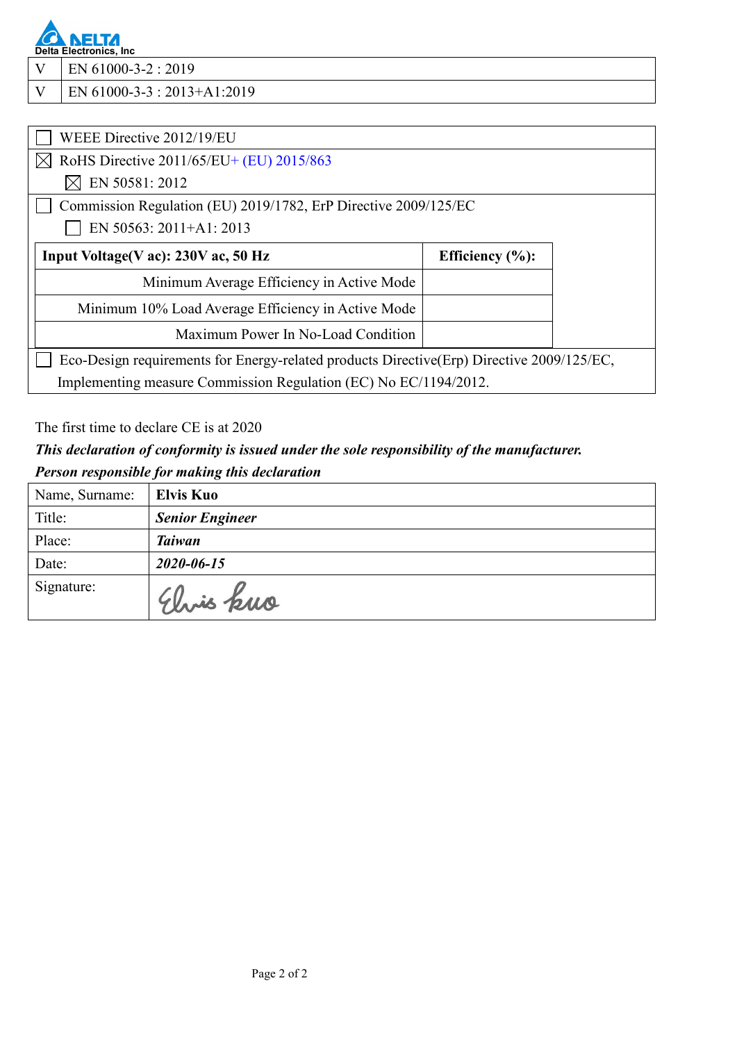Delta Electronics, Inc

| | |
|---|---|
| V | EN 61000-3-2 : 2019 |
| V | EN 61000-3-3 : 2013+A1:2019 |

☐ WEEE Directive 2012/19/EU

☒ RoHS Directive 2011/65/EU+ (EU) 2015/863

☒ EN 50581: 2012

☐ Commission Regulation (EU) 2019/1782, ErP Directive 2009/125/EC

☐ EN 50563: 2011+A1: 2013

| **Input Voltage(V ac): 230V ac, 50 Hz** | **Efficiency (%):** |
|---|---|
| Minimum Average Efficiency in Active Mode | |
| Minimum 10% Load Average Efficiency in Active Mode | |
| Maximum Power In No-Load Condition | |

☐ Eco-Design requirements for Energy-related products Directive(Erp) Directive 2009/125/EC, Implementing measure Commission Regulation (EC) No EC/1194/2012.

The first time to declare CE is at 2020

***This declaration of conformity is issued under the sole responsibility of the manufacturer.***

***Person responsible for making this declaration***

| | |
|---|---|
| Name, Surname: | **Elvis Kuo** |
| Title: | ***Senior Engineer*** |
| Place: | ***Taiwan*** |
| Date: | ***2020-06-15*** |
| Signature: | Elvis Kuo |